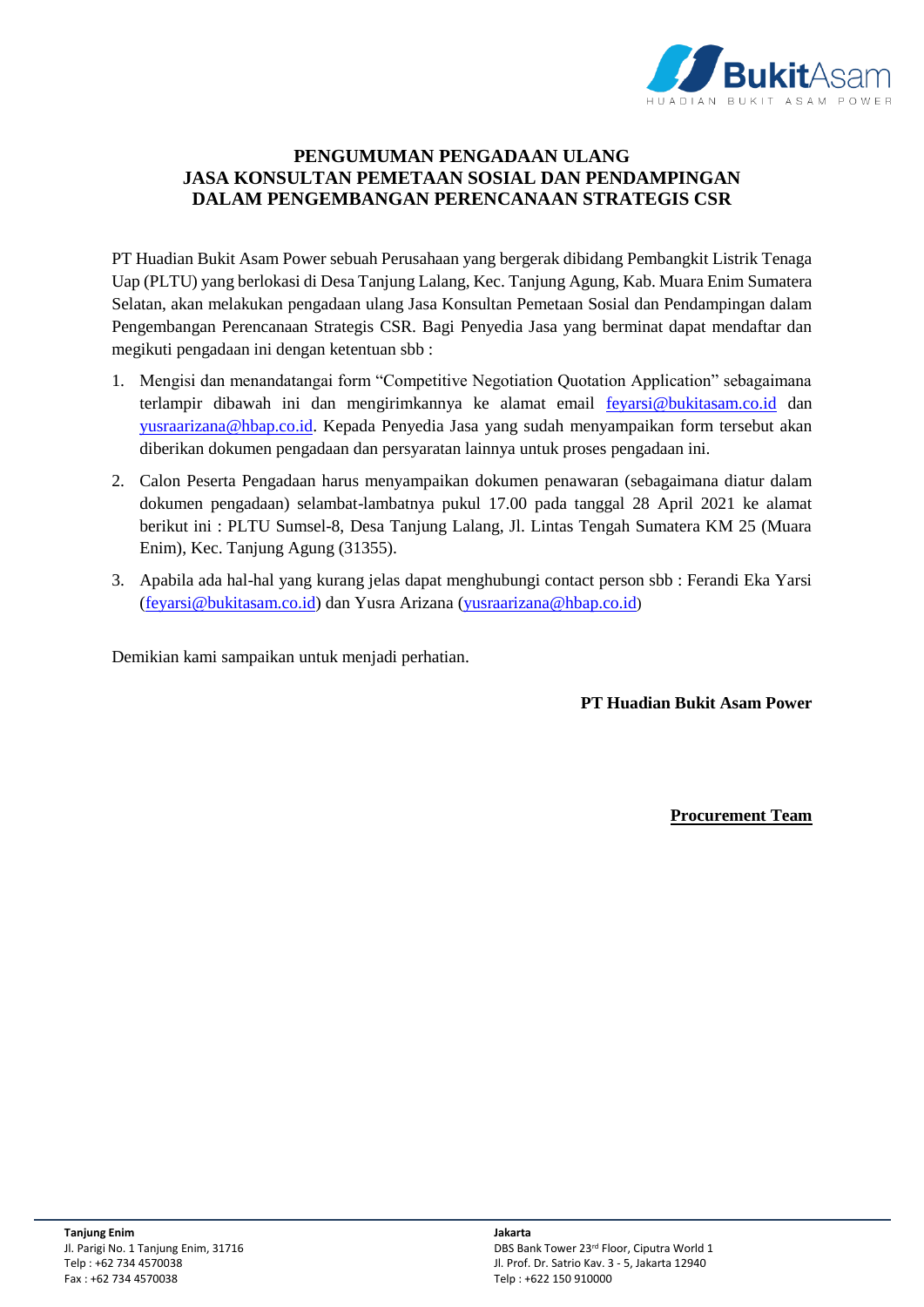# PENGUMUMAN PENGADAAN ULANG
# JASA KONSULTAN PEMETAAN SOSIAL DAN PENDAMPINGAN
# DALAM PENGEMBANGAN PERENCANAAN STRATEGIS CSR

PT Huadian Bukit Asam Power sebuah Perusahaan yang bergerak dibidang Pembangkit Listrik Tenaga Uap (PLTU) yang berlokasi di Desa Tanjung Lalang, Kec. Tanjung Agung, Kab. Muara Enim Sumatera Selatan, akan melakukan pengadaan ulang Jasa Konsultan Pemetaan Sosial dan Pendampingan dalam Pengembangan Perencanaan Strategis CSR. Bagi Penyedia Jasa yang berminat dapat mendaftar dan megikuti pengadaan ini dengan ketentuan sbb :

1. Mengisi dan menandatangai form "Competitive Negotiation Quotation Application" sebagaimana terlampir dibawah ini dan mengirimkannya ke alamat email feyarsi@bukitasam.co.id dan yusraarizana@hbap.co.id. Kepada Penyedia Jasa yang sudah menyampaikan form tersebut akan diberikan dokumen pengadaan dan persyaratan lainnya untuk proses pengadaan ini.
2. Calon Peserta Pengadaan harus menyampaikan dokumen penawaran (sebagaimana diatur dalam dokumen pengadaan) selambat-lambatnya pukul 17.00 pada tanggal 28 April 2021 ke alamat berikut ini : PLTU Sumsel-8, Desa Tanjung Lalang, Jl. Lintas Tengah Sumatera KM 25 (Muara Enim), Kec. Tanjung Agung (31355).
3. Apabila ada hal-hal yang kurang jelas dapat menghubungi contact person sbb : Ferandi Eka Yarsi (feyarsi@bukitasam.co.id) dan Yusra Arizana (yusraarizana@hbap.co.id)

Demikian kami sampaikan untuk menjadi perhatian.

**PT Huadian Bukit Asam Power**

**Procurement Team**

**Tanjung Enim**
Jl. Parigi No. 1 Tanjung Enim, 31716
Telp : +62 734 4570038
Fax : +62 734 4570038

**Jakarta**
DBS Bank Tower 23rd Floor, Ciputra World 1
Jl. Prof. Dr. Satrio Kav. 3 - 5, Jakarta 12940
Telp : +622 150 910000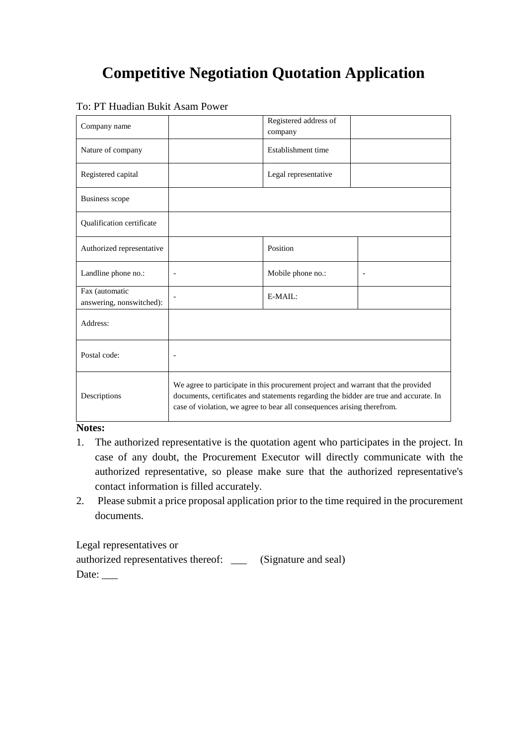# Competitive Negotiation Quotation Application

To: PT Huadian Bukit Asam Power

| | | | |
|---|---|---|---|
| Company name | | Registered address of company | |
| Nature of company | | Establishment time | |
| Registered capital | | Legal representative | |
| Business scope | | | |
| Qualification certificate | | | |
| Authorized representative | | Position | |
| Landline phone no.: | - | Mobile phone no.: | - |
| Fax (automatic answering, nonswitched): | - | E-MAIL: | |
| Address: | | | |
| Postal code: | - | | |
| Descriptions | We agree to participate in this procurement project and warrant that the provided documents, certificates and statements regarding the bidder are true and accurate. In case of violation, we agree to bear all consequences arising therefrom. | | |

**Notes:**

1. The authorized representative is the quotation agent who participates in the project. In case of any doubt, the Procurement Executor will directly communicate with the authorized representative, so please make sure that the authorized representative's contact information is filled accurately.
2. Please submit a price proposal application prior to the time required in the procurement documents.

Legal representatives or
authorized representatives thereof: ___ (Signature and seal)
Date: ___